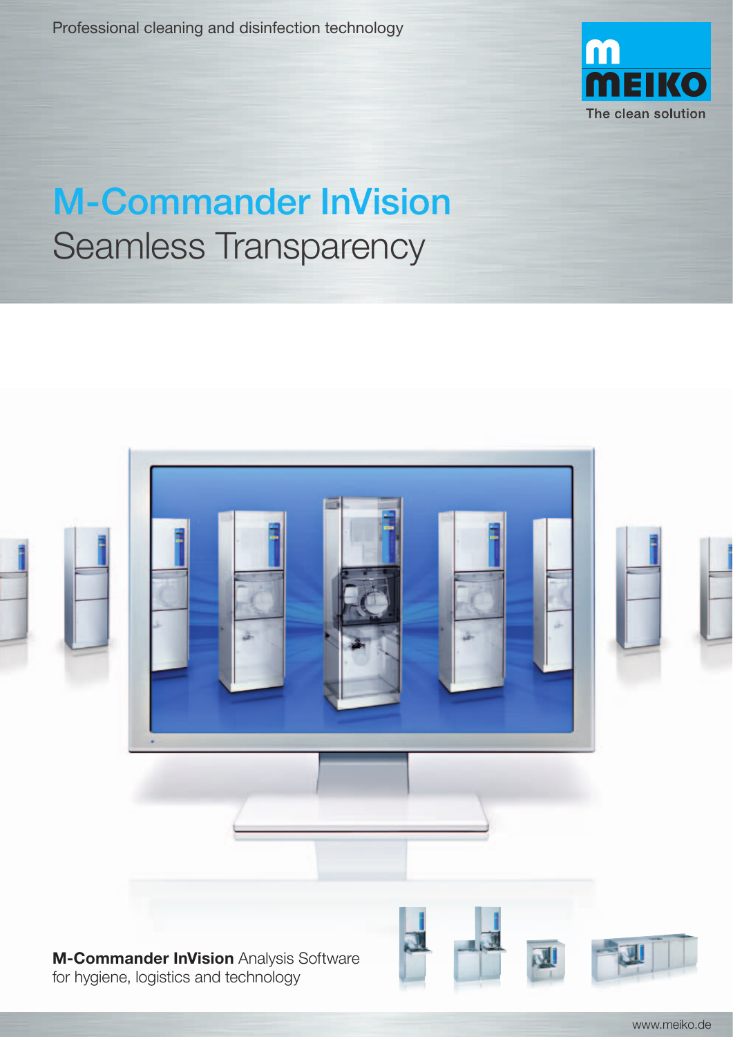Professional cleaning and disinfection technology

MEIKO

The clean solution

# M-Commander InVision

## Seamless Transparency

**M-Commander InVision** Analysis Software for hygiene, logistics and technology

www.meiko.de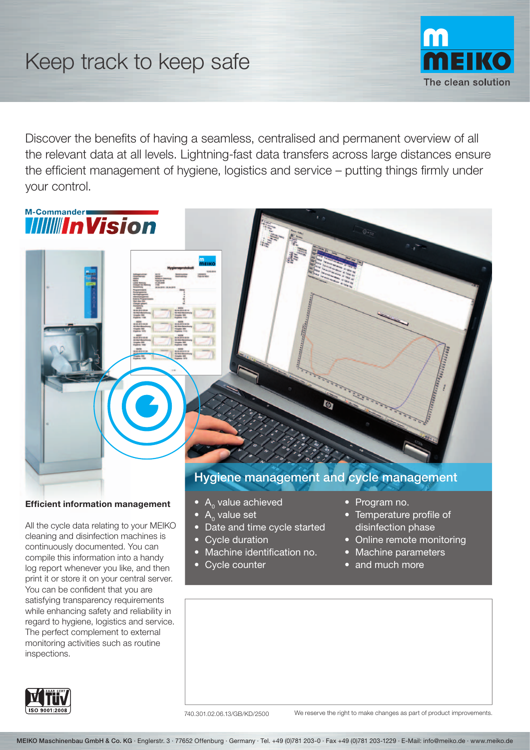# Keep track to keep safe

MEIKO
The clean solution

Discover the benefits of having a seamless, centralised and permanent overview of all the relevant data at all levels. Lightning-fast data transfers across large distances ensure the efficient management of hygiene, logistics and service – putting things firmly under your control.

M-Commander InVision

## Hygiene management and cycle management

- $A_0$ value achieved
- $A_0$ value set
- Date and time cycle started
- Cycle duration
- Machine identification no.
- Cycle counter
- Program no.
- Temperature profile of disinfection phase
- Online remote monitoring
- Machine parameters
- and much more

### Efficient information management

All the cycle data relating to your MEIKO cleaning and disinfection machines is continuously documented. You can compile this information into a handy log report whenever you like, and then print it or store it on your central server. You can be confident that you are satisfying transparency requirements while enhancing safety and reliability in regard to hygiene, logistics and service. The perfect complement to external monitoring activities such as routine inspections.

ISO 9001:2008

740.301.02.06.13/GB/KD/2500

We reserve the right to make changes as part of product improvements.

MEIKO Maschinenbau GmbH & Co. KG · Englerstr. 3 · 77652 Offenburg · Germany · Tel. +49 (0)781 203-0 · Fax +49 (0)781 203-1229 · E-Mail: info@meiko.de · www.meiko.de